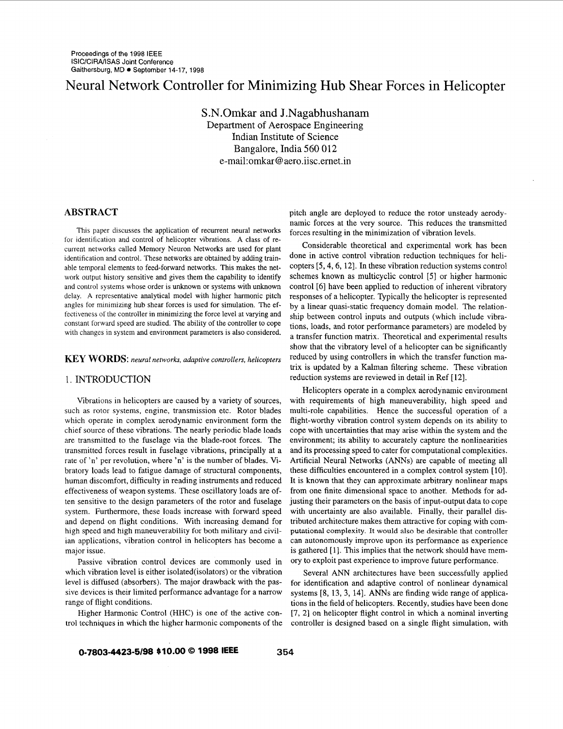Proceedings of the 1998 IEEE
ISIC/CIRA/ISAS Joint Conference
Gaithersburg, MD • September 14-17, 1998

# Neural Network Controller for Minimizing Hub Shear Forces in Helicopter

S.N.Omkar and J.Nagabhushanam
Department of Aerospace Engineering
Indian Institute of Science
Bangalore, India 560 012
e-mail:omkar@aero.iisc.ernet.in

## ABSTRACT

This paper discusses the application of recurrent neural networks for identification and control of helicopter vibrations. A class of recurrent networks called Memory Neuron Networks are used for plant identification and control. These networks are obtained by adding trainable temporal elements to feed-forward networks. This makes the network output history sensitive and gives them the capability to identify and control systems whose order is unknown or systems with unknown delay. A representative analytical model with higher harmonic pitch angles for minimizing hub shear forces is used for simulation. The effectiveness of the controller in minimizing the force level at varying and constant forward speed are studied. The ability of the controller to cope with changes in system and environment parameters is also considered.

**KEY WORDS:** *neural networks, adaptive controllers, helicopters*

## 1. INTRODUCTION

Vibrations in helicopters are caused by a variety of sources, such as rotor systems, engine, transmission etc. Rotor blades which operate in complex aerodynamic environment form the chief source of these vibrations. The nearly periodic blade loads are transmitted to the fuselage via the blade-root forces. The transmitted forces result in fuselage vibrations, principally at a rate of 'n' per revolution, where 'n' is the number of blades. Vibratory loads lead to fatigue damage of structural components, human discomfort, difficulty in reading instruments and reduced effectiveness of weapon systems. These oscillatory loads are often sensitive to the design parameters of the rotor and fuselage system. Furthermore, these loads increase with forward speed and depend on flight conditions. With increasing demand for high speed and high maneuverability for both military and civilian applications, vibration control in helicopters has become a major issue.

Passive vibration control devices are commonly used in which vibration level is either isolated(isolators) or the vibration level is diffused (absorbers). The major drawback with the passive devices is their limited performance advantage for a narrow range of flight conditions.

Higher Harmonic Control (HHC) is one of the active control techniques in which the higher harmonic components of the pitch angle are deployed to reduce the rotor unsteady aerodynamic forces at the very source. This reduces the transmitted forces resulting in the minimization of vibration levels.

Considerable theoretical and experimental work has been done in active control vibration reduction techniques for helicopters [5, 4, 6, 12]. In these vibration reduction systems control schemes known as multicyclic control [5] or higher harmonic control [6] have been applied to reduction of inherent vibratory responses of a helicopter. Typically the helicopter is represented by a linear quasi-static frequency domain model. The relationship between control inputs and outputs (which include vibrations, loads, and rotor performance parameters) are modeled by a transfer function matrix. Theoretical and experimental results show that the vibratory level of a helicopter can be significantly reduced by using controllers in which the transfer function matrix is updated by a Kalman filtering scheme. These vibration reduction systems are reviewed in detail in Ref [12].

Helicopters operate in a complex aerodynamic environment with requirements of high maneuverability, high speed and multi-role capabilities. Hence the successful operation of a flight-worthy vibration control system depends on its ability to cope with uncertainties that may arise within the system and the environment; its ability to accurately capture the nonlinearities and its processing speed to cater for computational complexities. Artificial Neural Networks (ANNs) are capable of meeting all these difficulties encountered in a complex control system [10]. It is known that they can approximate arbitrary nonlinear maps from one finite dimensional space to another. Methods for adjusting their parameters on the basis of input-output data to cope with uncertainty are also available. Finally, their parallel distributed architecture makes them attractive for coping with computational complexity. It would also be desirable that controller can autonomously improve upon its performance as experience is gathered [1]. This implies that the network should have memory to exploit past experience to improve future performance.

Several ANN architectures have been successfully applied for identification and adaptive control of nonlinear dynamical systems [8, 13, 3, 14]. ANNs are finding wide range of applications in the field of helicopters. Recently, studies have been done [7, 2] on helicopter flight control in which a nominal inverting controller is designed based on a single flight simulation, with

0-7803-4423-5/98 $10.00 © 1998 IEEE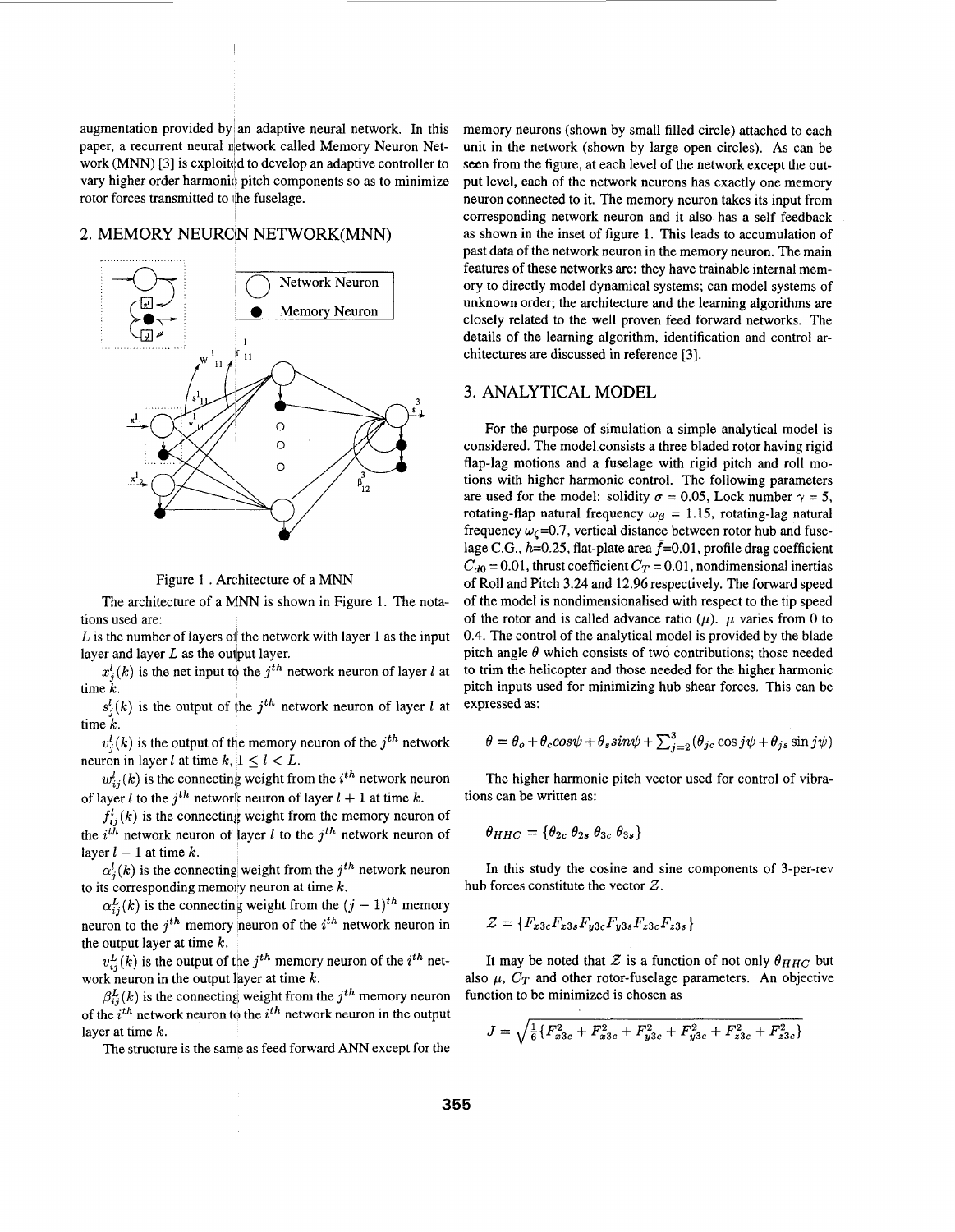augmentation provided by an adaptive neural network. In this paper, a recurrent neural network called Memory Neuron Network (MNN) [3] is exploited to develop an adaptive controller to vary higher order harmonic pitch components so as to minimize rotor forces transmitted to the fuselage.

## 2. MEMORY NEURON NETWORK(MNN)

Figure 1 . Architecture of a MNN

The architecture of a MNN is shown in Figure 1. The notations used are:

$L$ is the number of layers of the network with layer 1 as the input layer and layer $L$ as the output layer.

$x_j^l(k)$ is the net input to the $j^{th}$ network neuron of layer $l$ at time $k$.

$s_j^l(k)$ is the output of the $j^{th}$ network neuron of layer $l$ at time $k$.

$v_j^l(k)$ is the output of the memory neuron of the $j^{th}$ network neuron in layer $l$ at time $k$, $1 \leq l < L$.

$w_{ij}^l(k)$ is the connecting weight from the $i^{th}$ network neuron of layer $l$ to the $j^{th}$ network neuron of layer $l+1$ at time $k$.

$f_{ij}^l(k)$ is the connecting weight from the memory neuron of the $i^{th}$ network neuron of layer $l$ to the $j^{th}$ network neuron of layer $l+1$ at time $k$.

$\alpha_j^l(k)$ is the connecting weight from the $j^{th}$ network neuron to its corresponding memory neuron at time $k$.

$\alpha_{ij}^L(k)$ is the connecting weight from the $(j-1)^{th}$ memory neuron to the $j^{th}$ memory neuron of the $i^{th}$ network neuron in the output layer at time $k$.

$v_{ij}^L(k)$ is the output of the $j^{th}$ memory neuron of the $i^{th}$ network neuron in the output layer at time $k$.

$\beta_{ij}^L(k)$ is the connecting weight from the $j^{th}$ memory neuron of the $i^{th}$ network neuron to the $i^{th}$ network neuron in the output layer at time $k$.

The structure is the same as feed forward ANN except for the memory neurons (shown by small filled circle) attached to each unit in the network (shown by large open circles). As can be seen from the figure, at each level of the network except the output level, each of the network neurons has exactly one memory neuron connected to it. The memory neuron takes its input from corresponding network neuron and it also has a self feedback as shown in the inset of figure 1. This leads to accumulation of past data of the network neuron in the memory neuron. The main features of these networks are: they have trainable internal memory to directly model dynamical systems; can model systems of unknown order; the architecture and the learning algorithms are closely related to the well proven feed forward networks. The details of the learning algorithm, identification and control architectures are discussed in reference [3].

## 3. ANALYTICAL MODEL

For the purpose of simulation a simple analytical model is considered. The model consists a three bladed rotor having rigid flap-lag motions and a fuselage with rigid pitch and roll motions with higher harmonic control. The following parameters are used for the model: solidity $\sigma$ = 0.05, Lock number $\gamma$ = 5, rotating-flap natural frequency $\omega_\beta$ = 1.15, rotating-lag natural frequency $\omega_\zeta$=0.7, vertical distance between rotor hub and fuselage C.G., $\bar{h}$=0.25, flat-plate area $\bar{f}$=0.01, profile drag coefficient $C_{d0}$ = 0.01, thrust coefficient $C_T$ = 0.01, nondimensional inertias of Roll and Pitch 3.24 and 12.96 respectively. The forward speed of the model is nondimensionalised with respect to the tip speed of the rotor and is called advance ratio ($\mu$). $\mu$ varies from 0 to 0.4. The control of the analytical model is provided by the blade pitch angle $\theta$ which consists of two contributions; those needed to trim the helicopter and those needed for the higher harmonic pitch inputs used for minimizing hub shear forces. This can be expressed as:

$$\theta = \theta_o + \theta_c cos\psi + \theta_s sin\psi + \textstyle\sum_{j=2}^{3}(\theta_{jc}\cos j\psi + \theta_{js}\sin j\psi)$$

The higher harmonic pitch vector used for control of vibrations can be written as:

$$\theta_{HHC} = \{\theta_{2c}\, \theta_{2s}\, \theta_{3c}\, \theta_{3s}\}$$

In this study the cosine and sine components of 3-per-rev hub forces constitute the vector $\mathcal{Z}$.

$$\mathcal{Z} = \{F_{x3c}F_{x3s}F_{y3c}F_{y3s}F_{z3c}F_{z3s}\}$$

It may be noted that $\mathcal{Z}$ is a function of not only $\theta_{HHC}$ but also $\mu$, $C_T$ and other rotor-fuselage parameters. An objective function to be minimized is chosen as

$$J = \sqrt{\tfrac{1}{6}\{F_{x3c}^2 + F_{x3c}^2 + F_{y3c}^2 + F_{y3c}^2 + F_{z3c}^2 + F_{z3c}^2\}}$$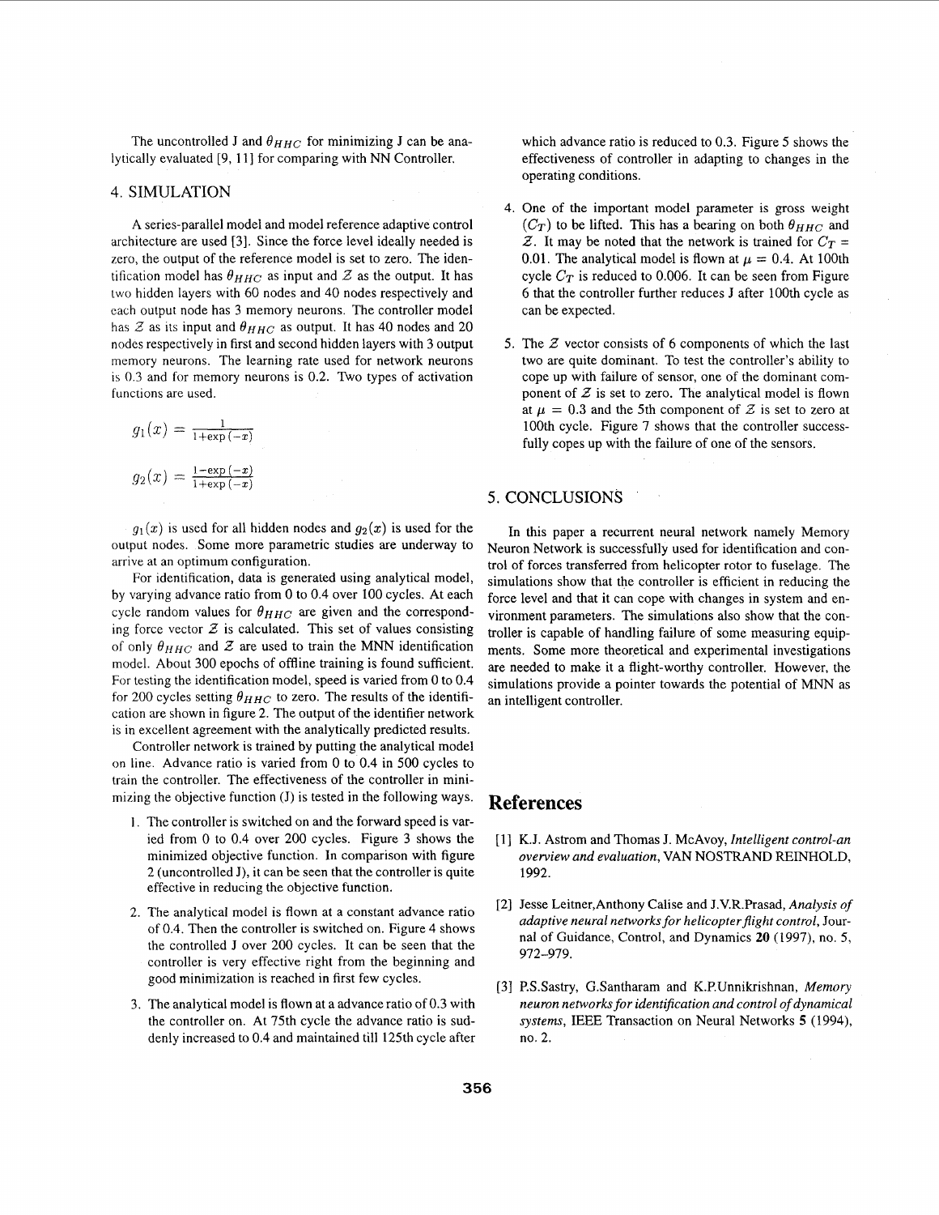The uncontrolled J and $\theta_{HHC}$ for minimizing J can be analytically evaluated [9, 11] for comparing with NN Controller.

## 4. SIMULATION

A series-parallel model and model reference adaptive control architecture are used [3]. Since the force level ideally needed is zero, the output of the reference model is set to zero. The identification model has $\theta_{HHC}$ as input and $\mathcal{Z}$ as the output. It has two hidden layers with 60 nodes and 40 nodes respectively and each output node has 3 memory neurons. The controller model has $\mathcal{Z}$ as its input and $\theta_{HHC}$ as output. It has 40 nodes and 20 nodes respectively in first and second hidden layers with 3 output memory neurons. The learning rate used for network neurons is 0.3 and for memory neurons is 0.2. Two types of activation functions are used.

$$g_1(x) = \frac{1}{1+\exp(-x)}$$

$$g_2(x) = \frac{1-\exp(-x)}{1+\exp(-x)}$$

$g_1(x)$ is used for all hidden nodes and $g_2(x)$ is used for the output nodes. Some more parametric studies are underway to arrive at an optimum configuration.

For identification, data is generated using analytical model, by varying advance ratio from 0 to 0.4 over 100 cycles. At each cycle random values for $\theta_{HHC}$ are given and the corresponding force vector $\mathcal{Z}$ is calculated. This set of values consisting of only $\theta_{HHC}$ and $\mathcal{Z}$ are used to train the MNN identification model. About 300 epochs of offline training is found sufficient. For testing the identification model, speed is varied from 0 to 0.4 for 200 cycles setting $\theta_{HHC}$ to zero. The results of the identification are shown in figure 2. The output of the identifier network is in excellent agreement with the analytically predicted results.

Controller network is trained by putting the analytical model on line. Advance ratio is varied from 0 to 0.4 in 500 cycles to train the controller. The effectiveness of the controller in minimizing the objective function (J) is tested in the following ways.

1. The controller is switched on and the forward speed is varied from 0 to 0.4 over 200 cycles. Figure 3 shows the minimized objective function. In comparison with figure 2 (uncontrolled J), it can be seen that the controller is quite effective in reducing the objective function.

2. The analytical model is flown at a constant advance ratio of 0.4. Then the controller is switched on. Figure 4 shows the controlled J over 200 cycles. It can be seen that the controller is very effective right from the beginning and good minimization is reached in first few cycles.

3. The analytical model is flown at a advance ratio of 0.3 with the controller on. At 75th cycle the advance ratio is suddenly increased to 0.4 and maintained till 125th cycle after which advance ratio is reduced to 0.3. Figure 5 shows the effectiveness of controller in adapting to changes in the operating conditions.

4. One of the important model parameter is gross weight ($C_T$) to be lifted. This has a bearing on both $\theta_{HHC}$ and $\mathcal{Z}$. It may be noted that the network is trained for $C_T$ = 0.01. The analytical model is flown at $\mu$ = 0.4. At 100th cycle $C_T$ is reduced to 0.006. It can be seen from Figure 6 that the controller further reduces J after 100th cycle as can be expected.

5. The $\mathcal{Z}$ vector consists of 6 components of which the last two are quite dominant. To test the controller's ability to cope up with failure of sensor, one of the dominant component of $\mathcal{Z}$ is set to zero. The analytical model is flown at $\mu$ = 0.3 and the 5th component of $\mathcal{Z}$ is set to zero at 100th cycle. Figure 7 shows that the controller successfully copes up with the failure of one of the sensors.

## 5. CONCLUSIONS

In this paper a recurrent neural network namely Memory Neuron Network is successfully used for identification and control of forces transferred from helicopter rotor to fuselage. The simulations show that the controller is efficient in reducing the force level and that it can cope with changes in system and environment parameters. The simulations also show that the controller is capable of handling failure of some measuring equipments. Some more theoretical and experimental investigations are needed to make it a flight-worthy controller. However, the simulations provide a pointer towards the potential of MNN as an intelligent controller.

# References

[1] K.J. Astrom and Thomas J. McAvoy, *Intelligent control-an overview and evaluation*, VAN NOSTRAND REINHOLD, 1992.

[2] Jesse Leitner,Anthony Calise and J.V.R.Prasad, *Analysis of adaptive neural networks for helicopter flight control*, Journal of Guidance, Control, and Dynamics **20** (1997), no. 5, 972–979.

[3] P.S.Sastry, G.Santharam and K.P.Unnikrishnan, *Memory neuron networks for identification and control of dynamical systems*, IEEE Transaction on Neural Networks **5** (1994), no. 2.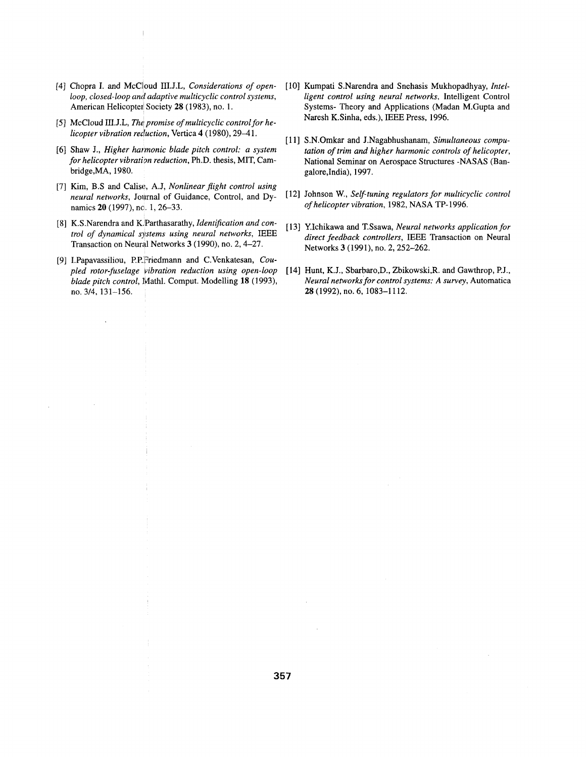[4] Chopra I. and McCloud III.J.L, *Considerations of open-loop, closed-loop and adaptive multicyclic control systems*, American Helicopter Society **28** (1983), no. 1.

[5] McCloud III.J.L, *The promise of multicyclic control for helicopter vibration reduction*, Vertica **4** (1980), 29–41.

[6] Shaw J., *Higher harmonic blade pitch control: a system for helicopter vibration reduction*, Ph.D. thesis, MIT, Cambridge,MA, 1980.

[7] Kim, B.S and Calise, A.J, *Nonlinear flight control using neural networks*, Journal of Guidance, Control, and Dynamics **20** (1997), no. 1, 26–33.

[8] K.S.Narendra and K.Parthasarathy, *Identification and control of dynamical systems using neural networks*, IEEE Transaction on Neural Networks **3** (1990), no. 2, 4–27.

[9] I.Papavassiliou, P.P.Friedmann and C.Venkatesan, *Coupled rotor-fuselage vibration reduction using open-loop blade pitch control*, Mathl. Comput. Modelling **18** (1993), no. 3/4, 131–156.

[10] Kumpati S.Narendra and Snehasis Mukhopadhyay, *Intelligent control using neural networks*, Intelligent Control Systems- Theory and Applications (Madan M.Gupta and Naresh K.Sinha, eds.), IEEE Press, 1996.

[11] S.N.Omkar and J.Nagabhushanam, *Simultaneous computation of trim and higher harmonic controls of helicopter*, National Seminar on Aerospace Structures -NASAS (Bangalore,India), 1997.

[12] Johnson W., *Self-tuning regulators for multicyclic control of helicopter vibration*, 1982, NASA TP-1996.

[13] Y.Ichikawa and T.Ssawa, *Neural networks application for direct feedback controllers*, IEEE Transaction on Neural Networks **3** (1991), no. 2, 252–262.

[14] Hunt, K.J., Sbarbaro,D., Zbikowski,R. and Gawthrop, P.J., *Neural networks for control systems: A survey*, Automatica **28** (1992), no. 6, 1083–1112.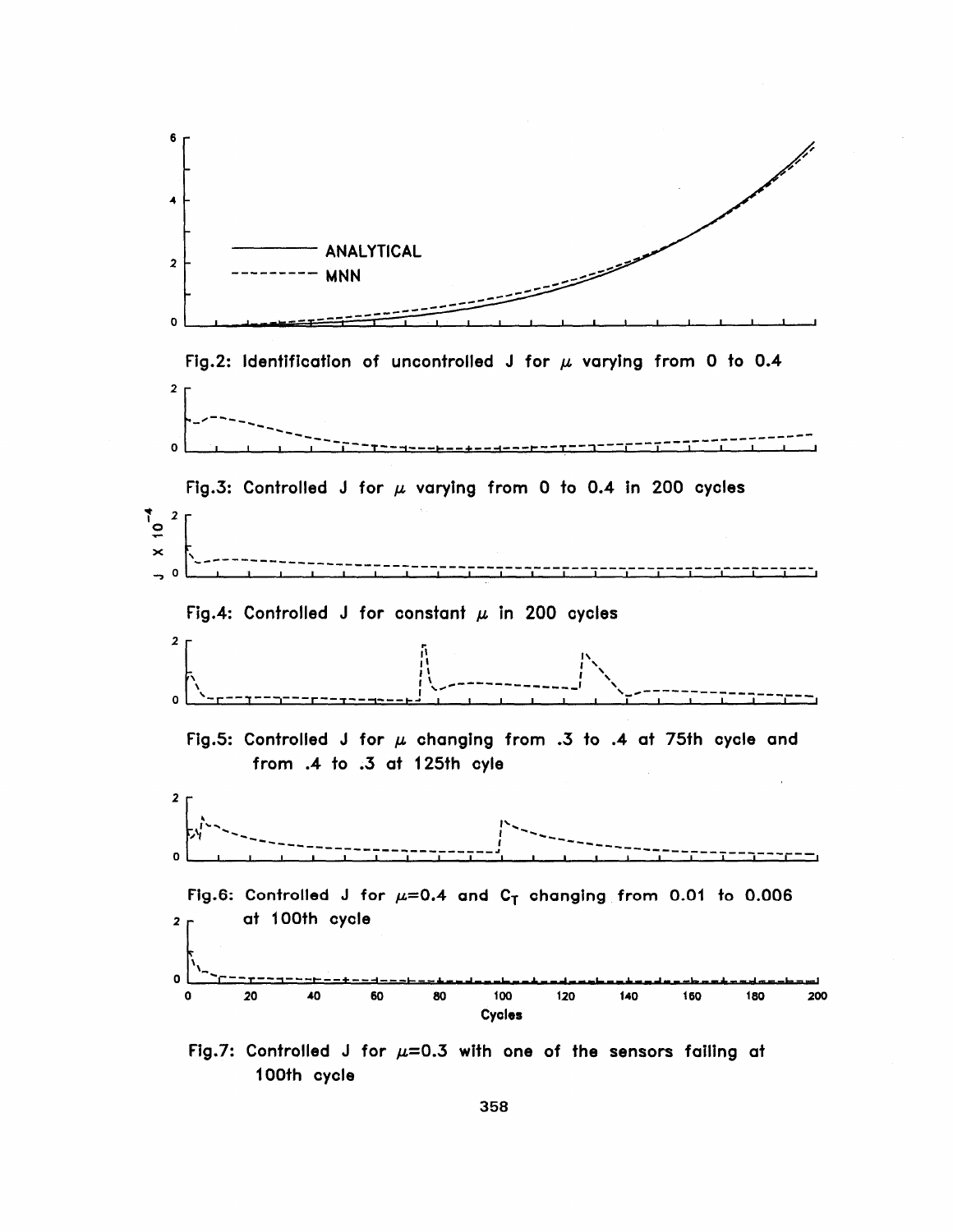6

4

2

0

ANALYTICAL

MNN

Fig.2: Identification of uncontrolled J for $\mu$ varying from 0 to 0.4

2

0

Fig.3: Controlled J for $\mu$ varying from 0 to 0.4 in 200 cycles

$J \times 10^{-4}$

2

0

Fig.4: Controlled J for constant $\mu$ in 200 cycles

2

0

Fig.5: Controlled J for $\mu$ changing from .3 to .4 at 75th cycle and from .4 to .3 at 125th cyle

2

0

Fig.6: Controlled J for $\mu$=0.4 and $C_T$ changing from 0.01 to 0.006 at 100th cycle

2

0

0 20 40 60 80 100 120 140 160 180 200

Cycles

Fig.7: Controlled J for $\mu$=0.3 with one of the sensors failing at 100th cycle